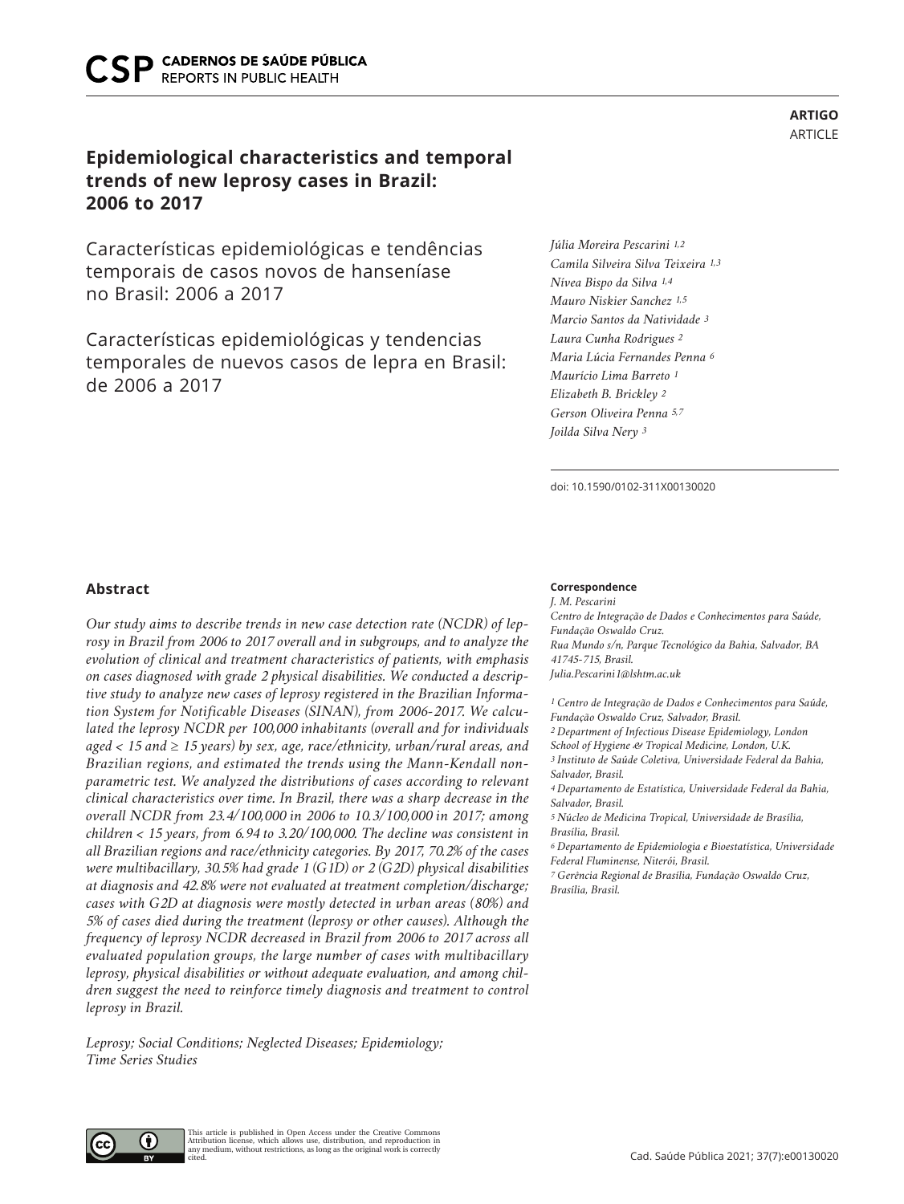ARTIGO
ARTICLE

# Epidemiological characteristics and temporal trends of new leprosy cases in Brazil: 2006 to 2017

Características epidemiológicas e tendências temporais de casos novos de hanseníase no Brasil: 2006 a 2017

Características epidemiológicas y tendencias temporales de nuevos casos de lepra en Brasil: de 2006 a 2017

*Júlia Moreira Pescarini [1,2]*
*Camila Silveira Silva Teixeira [1,3]*
*Nívea Bispo da Silva [1,4]*
*Mauro Niskier Sanchez [1,5]*
*Marcio Santos da Natividade [3]*
*Laura Cunha Rodrigues [2]*
*Maria Lúcia Fernandes Penna [6]*
*Maurício Lima Barreto [1]*
*Elizabeth B. Brickley [2]*
*Gerson Oliveira Penna [5,7]*
*Joilda Silva Nery [3]*

doi: 10.1590/0102-311X00130020

## Abstract

*Our study aims to describe trends in new case detection rate (NCDR) of leprosy in Brazil from 2006 to 2017 overall and in subgroups, and to analyze the evolution of clinical and treatment characteristics of patients, with emphasis on cases diagnosed with grade 2 physical disabilities. We conducted a descriptive study to analyze new cases of leprosy registered in the Brazilian Information System for Notificable Diseases (SINAN), from 2006-2017. We calculated the leprosy NCDR per 100,000 inhabitants (overall and for individuals aged < 15 and ≥ 15 years) by sex, age, race/ethnicity, urban/rural areas, and Brazilian regions, and estimated the trends using the Mann-Kendall non-parametric test. We analyzed the distributions of cases according to relevant clinical characteristics over time. In Brazil, there was a sharp decrease in the overall NCDR from 23.4/100,000 in 2006 to 10.3/100,000 in 2017; among children < 15 years, from 6.94 to 3.20/100,000. The decline was consistent in all Brazilian regions and race/ethnicity categories. By 2017, 70.2% of the cases were multibacillary, 30.5% had grade 1 (G1D) or 2 (G2D) physical disabilities at diagnosis and 42.8% were not evaluated at treatment completion/discharge; cases with G2D at diagnosis were mostly detected in urban areas (80%) and 5% of cases died during the treatment (leprosy or other causes). Although the frequency of leprosy NCDR decreased in Brazil from 2006 to 2017 across all evaluated population groups, the large number of cases with multibacillary leprosy, physical disabilities or without adequate evaluation, and among children suggest the need to reinforce timely diagnosis and treatment to control leprosy in Brazil.*

*Leprosy; Social Conditions; Neglected Diseases; Epidemiology; Time Series Studies*

**Correspondence**
*J. M. Pescarini*
*Centro de Integração de Dados e Conhecimentos para Saúde, Fundação Oswaldo Cruz.*
*Rua Mundo s/n, Parque Tecnológico da Bahia, Salvador, BA 41745-715, Brasil.*
*Julia.Pescarini1@lshtm.ac.uk*

*[1] Centro de Integração de Dados e Conhecimentos para Saúde, Fundação Oswaldo Cruz, Salvador, Brasil.*
*[2] Department of Infectious Disease Epidemiology, London School of Hygiene & Tropical Medicine, London, U.K.*
*[3] Instituto de Saúde Coletiva, Universidade Federal da Bahia, Salvador, Brasil.*
*[4] Departamento de Estatística, Universidade Federal da Bahia, Salvador, Brasil.*
*[5] Núcleo de Medicina Tropical, Universidade de Brasília, Brasília, Brasil.*
*[6] Departamento de Epidemiologia e Bioestatística, Universidade Federal Fluminense, Niterói, Brasil.*
*[7] Gerência Regional de Brasília, Fundação Oswaldo Cruz, Brasília, Brasil.*

This article is published in Open Access under the Creative Commons Attribution license, which allows use, distribution, and reproduction in any medium, without restrictions, as long as the original work is correctly cited.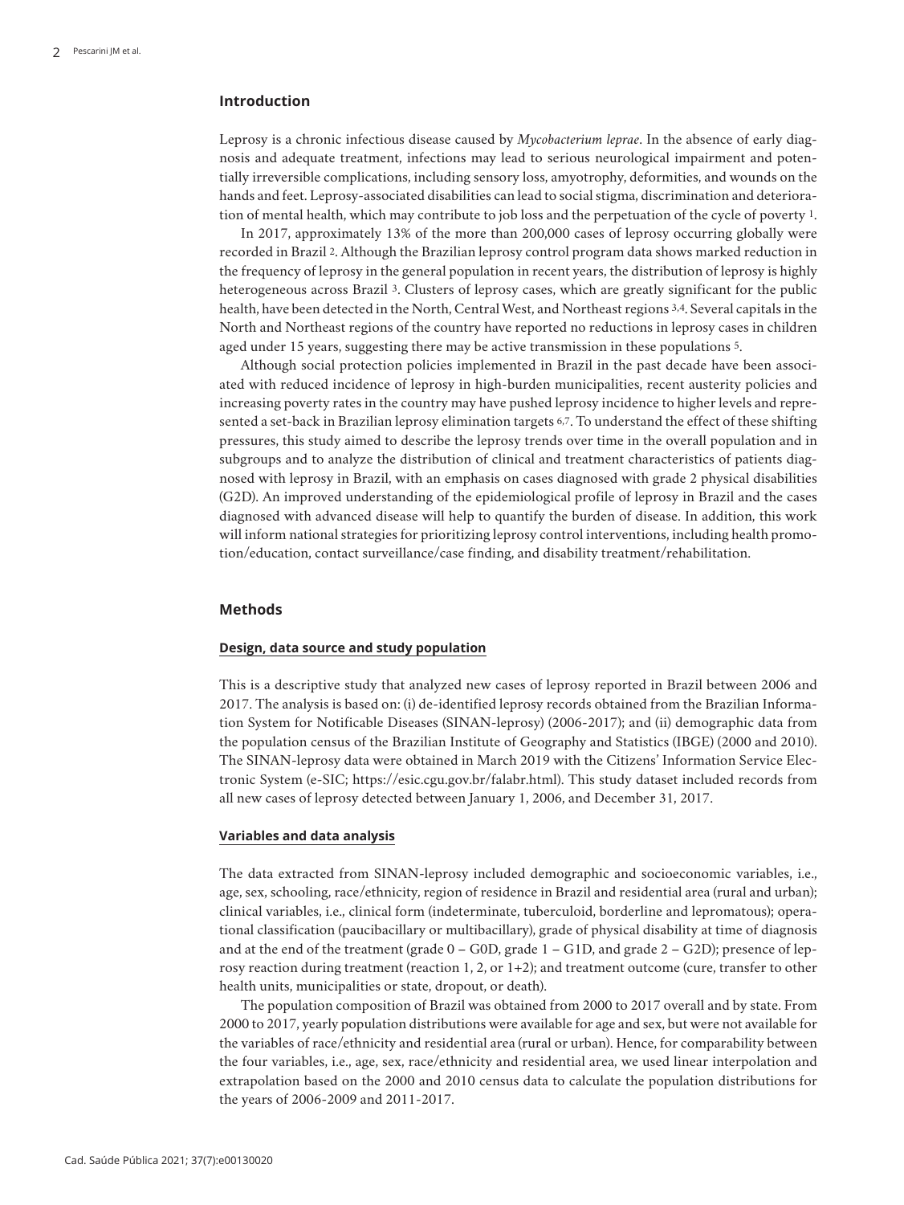## Introduction

Leprosy is a chronic infectious disease caused by *Mycobacterium leprae*. In the absence of early diagnosis and adequate treatment, infections may lead to serious neurological impairment and potentially irreversible complications, including sensory loss, amyotrophy, deformities, and wounds on the hands and feet. Leprosy-associated disabilities can lead to social stigma, discrimination and deterioration of mental health, which may contribute to job loss and the perpetuation of the cycle of poverty [1].

In 2017, approximately 13% of the more than 200,000 cases of leprosy occurring globally were recorded in Brazil [2]. Although the Brazilian leprosy control program data shows marked reduction in the frequency of leprosy in the general population in recent years, the distribution of leprosy is highly heterogeneous across Brazil [3]. Clusters of leprosy cases, which are greatly significant for the public health, have been detected in the North, Central West, and Northeast regions [3,4]. Several capitals in the North and Northeast regions of the country have reported no reductions in leprosy cases in children aged under 15 years, suggesting there may be active transmission in these populations [5].

Although social protection policies implemented in Brazil in the past decade have been associated with reduced incidence of leprosy in high-burden municipalities, recent austerity policies and increasing poverty rates in the country may have pushed leprosy incidence to higher levels and represented a set-back in Brazilian leprosy elimination targets [6,7]. To understand the effect of these shifting pressures, this study aimed to describe the leprosy trends over time in the overall population and in subgroups and to analyze the distribution of clinical and treatment characteristics of patients diagnosed with leprosy in Brazil, with an emphasis on cases diagnosed with grade 2 physical disabilities (G2D). An improved understanding of the epidemiological profile of leprosy in Brazil and the cases diagnosed with advanced disease will help to quantify the burden of disease. In addition, this work will inform national strategies for prioritizing leprosy control interventions, including health promotion/education, contact surveillance/case finding, and disability treatment/rehabilitation.

## Methods

### Design, data source and study population

This is a descriptive study that analyzed new cases of leprosy reported in Brazil between 2006 and 2017. The analysis is based on: (i) de-identified leprosy records obtained from the Brazilian Information System for Notifiable Diseases (SINAN-leprosy) (2006-2017); and (ii) demographic data from the population census of the Brazilian Institute of Geography and Statistics (IBGE) (2000 and 2010). The SINAN-leprosy data were obtained in March 2019 with the Citizens' Information Service Electronic System (e-SIC; https://esic.cgu.gov.br/falabr.html). This study dataset included records from all new cases of leprosy detected between January 1, 2006, and December 31, 2017.

### Variables and data analysis

The data extracted from SINAN-leprosy included demographic and socioeconomic variables, i.e., age, sex, schooling, race/ethnicity, region of residence in Brazil and residential area (rural and urban); clinical variables, i.e., clinical form (indeterminate, tuberculoid, borderline and lepromatous); operational classification (paucibacillary or multibacillary), grade of physical disability at time of diagnosis and at the end of the treatment (grade 0 – G0D, grade 1 – G1D, and grade 2 – G2D); presence of leprosy reaction during treatment (reaction 1, 2, or 1+2); and treatment outcome (cure, transfer to other health units, municipalities or state, dropout, or death).

The population composition of Brazil was obtained from 2000 to 2017 overall and by state. From 2000 to 2017, yearly population distributions were available for age and sex, but were not available for the variables of race/ethnicity and residential area (rural or urban). Hence, for comparability between the four variables, i.e., age, sex, race/ethnicity and residential area, we used linear interpolation and extrapolation based on the 2000 and 2010 census data to calculate the population distributions for the years of 2006-2009 and 2011-2017.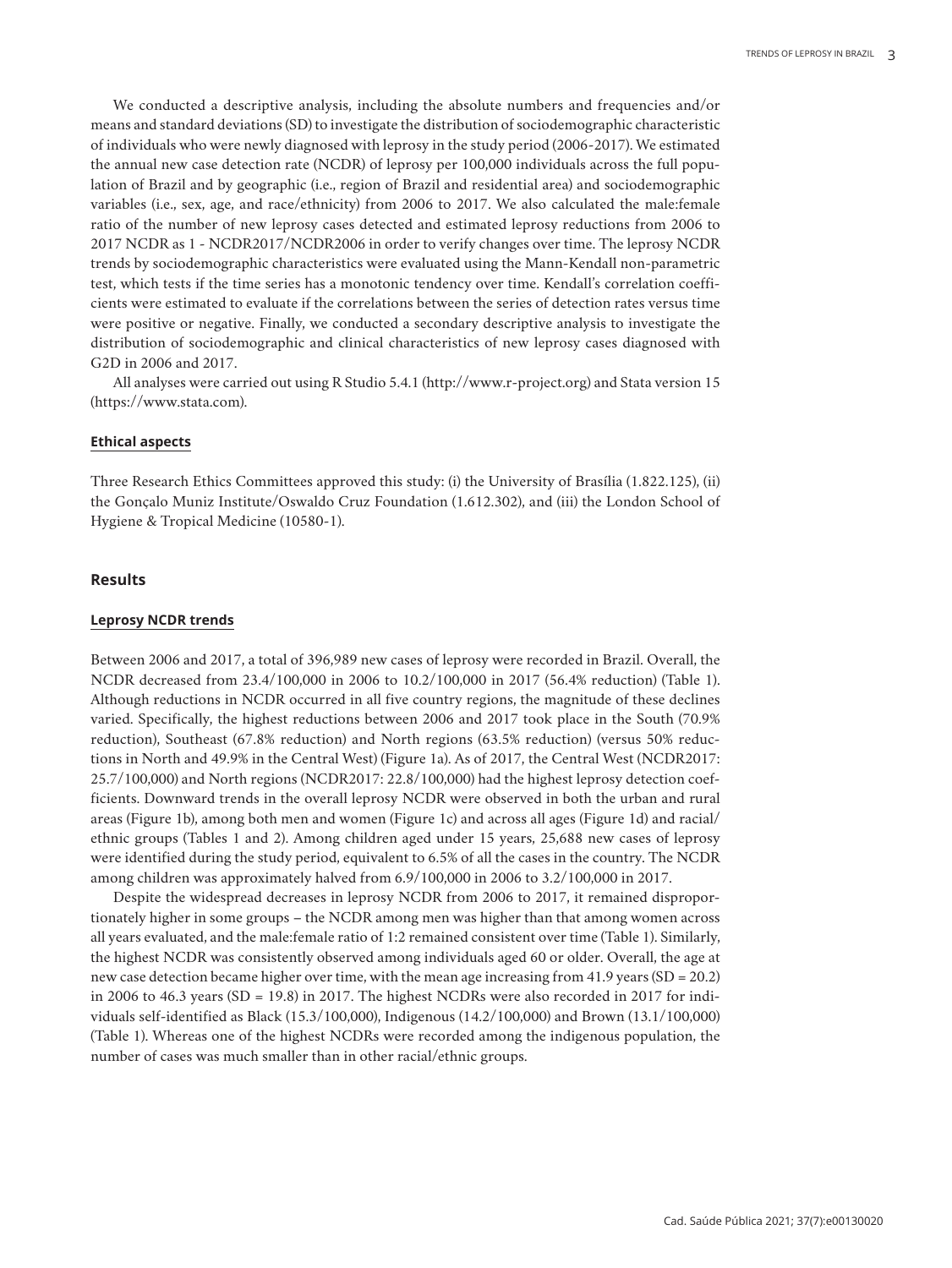We conducted a descriptive analysis, including the absolute numbers and frequencies and/or means and standard deviations (SD) to investigate the distribution of sociodemographic characteristic of individuals who were newly diagnosed with leprosy in the study period (2006-2017). We estimated the annual new case detection rate (NCDR) of leprosy per 100,000 individuals across the full population of Brazil and by geographic (i.e., region of Brazil and residential area) and sociodemographic variables (i.e., sex, age, and race/ethnicity) from 2006 to 2017. We also calculated the male:female ratio of the number of new leprosy cases detected and estimated leprosy reductions from 2006 to 2017 NCDR as 1 - NCDR2017/NCDR2006 in order to verify changes over time. The leprosy NCDR trends by sociodemographic characteristics were evaluated using the Mann-Kendall non-parametric test, which tests if the time series has a monotonic tendency over time. Kendall's correlation coefficients were estimated to evaluate if the correlations between the series of detection rates versus time were positive or negative. Finally, we conducted a secondary descriptive analysis to investigate the distribution of sociodemographic and clinical characteristics of new leprosy cases diagnosed with G2D in 2006 and 2017.

All analyses were carried out using R Studio 5.4.1 (http://www.r-project.org) and Stata version 15 (https://www.stata.com).

### Ethical aspects

Three Research Ethics Committees approved this study: (i) the University of Brasília (1.822.125), (ii) the Gonçalo Muniz Institute/Oswaldo Cruz Foundation (1.612.302), and (iii) the London School of Hygiene & Tropical Medicine (10580-1).

## Results

### Leprosy NCDR trends

Between 2006 and 2017, a total of 396,989 new cases of leprosy were recorded in Brazil. Overall, the NCDR decreased from 23.4/100,000 in 2006 to 10.2/100,000 in 2017 (56.4% reduction) (Table 1). Although reductions in NCDR occurred in all five country regions, the magnitude of these declines varied. Specifically, the highest reductions between 2006 and 2017 took place in the South (70.9% reduction), Southeast (67.8% reduction) and North regions (63.5% reduction) (versus 50% reductions in North and 49.9% in the Central West) (Figure 1a). As of 2017, the Central West (NCDR2017: 25.7/100,000) and North regions (NCDR2017: 22.8/100,000) had the highest leprosy detection coefficients. Downward trends in the overall leprosy NCDR were observed in both the urban and rural areas (Figure 1b), among both men and women (Figure 1c) and across all ages (Figure 1d) and racial/ethnic groups (Tables 1 and 2). Among children aged under 15 years, 25,688 new cases of leprosy were identified during the study period, equivalent to 6.5% of all the cases in the country. The NCDR among children was approximately halved from 6.9/100,000 in 2006 to 3.2/100,000 in 2017.

Despite the widespread decreases in leprosy NCDR from 2006 to 2017, it remained disproportionately higher in some groups – the NCDR among men was higher than that among women across all years evaluated, and the male:female ratio of 1:2 remained consistent over time (Table 1). Similarly, the highest NCDR was consistently observed among individuals aged 60 or older. Overall, the age at new case detection became higher over time, with the mean age increasing from 41.9 years (SD = 20.2) in 2006 to 46.3 years (SD = 19.8) in 2017. The highest NCDRs were also recorded in 2017 for individuals self-identified as Black (15.3/100,000), Indigenous (14.2/100,000) and Brown (13.1/100,000) (Table 1). Whereas one of the highest NCDRs were recorded among the indigenous population, the number of cases was much smaller than in other racial/ethnic groups.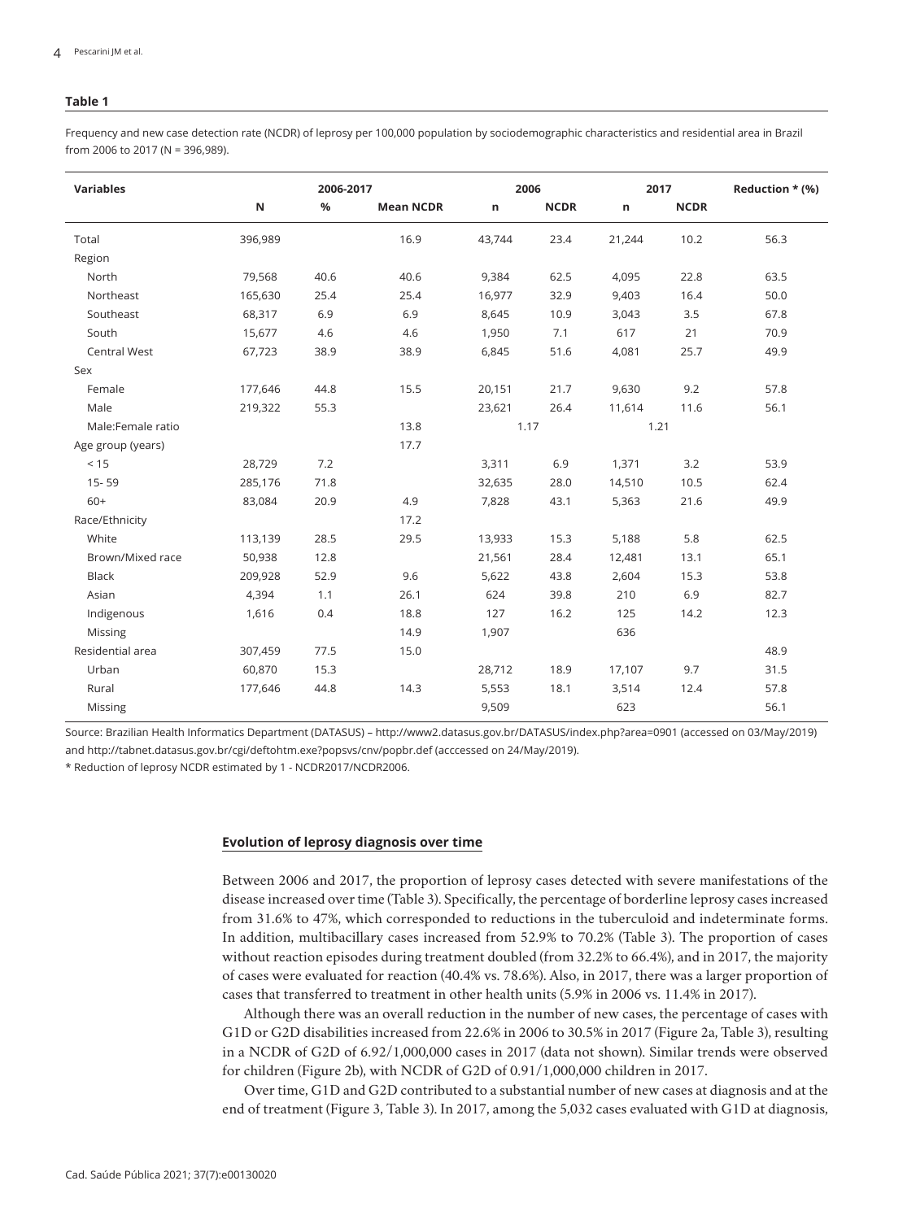**Table 1**

Frequency and new case detection rate (NCDR) of leprosy per 100,000 population by sociodemographic characteristics and residential area in Brazil from 2006 to 2017 (N = 396,989).

| Variables | 2006-2017 | | | 2006 | | 2017 | | Reduction * (%) |
|---|---|---|---|---|---|---|---|---|
| | N | % | Mean NCDR | n | NCDR | n | NCDR | |
| Total | 396,989 | | 16.9 | 43,744 | 23.4 | 21,244 | 10.2 | 56.3 |
| Region | | | | | | | | |
| North | 79,568 | 40.6 | 40.6 | 9,384 | 62.5 | 4,095 | 22.8 | 63.5 |
| Northeast | 165,630 | 25.4 | 25.4 | 16,977 | 32.9 | 9,403 | 16.4 | 50.0 |
| Southeast | 68,317 | 6.9 | 6.9 | 8,645 | 10.9 | 3,043 | 3.5 | 67.8 |
| South | 15,677 | 4.6 | 4.6 | 1,950 | 7.1 | 617 | 21 | 70.9 |
| Central West | 67,723 | 38.9 | 38.9 | 6,845 | 51.6 | 4,081 | 25.7 | 49.9 |
| Sex | | | | | | | | |
| Female | 177,646 | 44.8 | 15.5 | 20,151 | 21.7 | 9,630 | 9.2 | 57.8 |
| Male | 219,322 | 55.3 | | 23,621 | 26.4 | 11,614 | 11.6 | 56.1 |
| Male:Female ratio | | | 13.8 | 1.17 | | 1.21 | | |
| Age group (years) | | | 17.7 | | | | | |
| < 15 | 28,729 | 7.2 | | 3,311 | 6.9 | 1,371 | 3.2 | 53.9 |
| 15- 59 | 285,176 | 71.8 | | 32,635 | 28.0 | 14,510 | 10.5 | 62.4 |
| 60+ | 83,084 | 20.9 | 4.9 | 7,828 | 43.1 | 5,363 | 21.6 | 49.9 |
| Race/Ethnicity | | | 17.2 | | | | | |
| White | 113,139 | 28.5 | 29.5 | 13,933 | 15.3 | 5,188 | 5.8 | 62.5 |
| Brown/Mixed race | 50,938 | 12.8 | | 21,561 | 28.4 | 12,481 | 13.1 | 65.1 |
| Black | 209,928 | 52.9 | 9.6 | 5,622 | 43.8 | 2,604 | 15.3 | 53.8 |
| Asian | 4,394 | 1.1 | 26.1 | 624 | 39.8 | 210 | 6.9 | 82.7 |
| Indigenous | 1,616 | 0.4 | 18.8 | 127 | 16.2 | 125 | 14.2 | 12.3 |
| Missing | | | 14.9 | 1,907 | | 636 | | |
| Residential area | 307,459 | 77.5 | 15.0 | | | | | 48.9 |
| Urban | 60,870 | 15.3 | | 28,712 | 18.9 | 17,107 | 9.7 | 31.5 |
| Rural | 177,646 | 44.8 | 14.3 | 5,553 | 18.1 | 3,514 | 12.4 | 57.8 |
| Missing | | | | 9,509 | | 623 | | 56.1 |

Source: Brazilian Health Informatics Department (DATASUS) – http://www2.datasus.gov.br/DATASUS/index.php?area=0901 (accessed on 03/May/2019) and http://tabnet.datasus.gov.br/cgi/deftohtm.exe?popsvs/cnv/popbr.def (acccessed on 24/May/2019).

* Reduction of leprosy NCDR estimated by 1 - NCDR2017/NCDR2006.

## Evolution of leprosy diagnosis over time

Between 2006 and 2017, the proportion of leprosy cases detected with severe manifestations of the disease increased over time (Table 3). Specifically, the percentage of borderline leprosy cases increased from 31.6% to 47%, which corresponded to reductions in the tuberculoid and indeterminate forms. In addition, multibacillary cases increased from 52.9% to 70.2% (Table 3). The proportion of cases without reaction episodes during treatment doubled (from 32.2% to 66.4%), and in 2017, the majority of cases were evaluated for reaction (40.4% vs. 78.6%). Also, in 2017, there was a larger proportion of cases that transferred to treatment in other health units (5.9% in 2006 vs. 11.4% in 2017).

Although there was an overall reduction in the number of new cases, the percentage of cases with G1D or G2D disabilities increased from 22.6% in 2006 to 30.5% in 2017 (Figure 2a, Table 3), resulting in a NCDR of G2D of 6.92/1,000,000 cases in 2017 (data not shown). Similar trends were observed for children (Figure 2b), with NCDR of G2D of 0.91/1,000,000 children in 2017.

Over time, G1D and G2D contributed to a substantial number of new cases at diagnosis and at the end of treatment (Figure 3, Table 3). In 2017, among the 5,032 cases evaluated with G1D at diagnosis,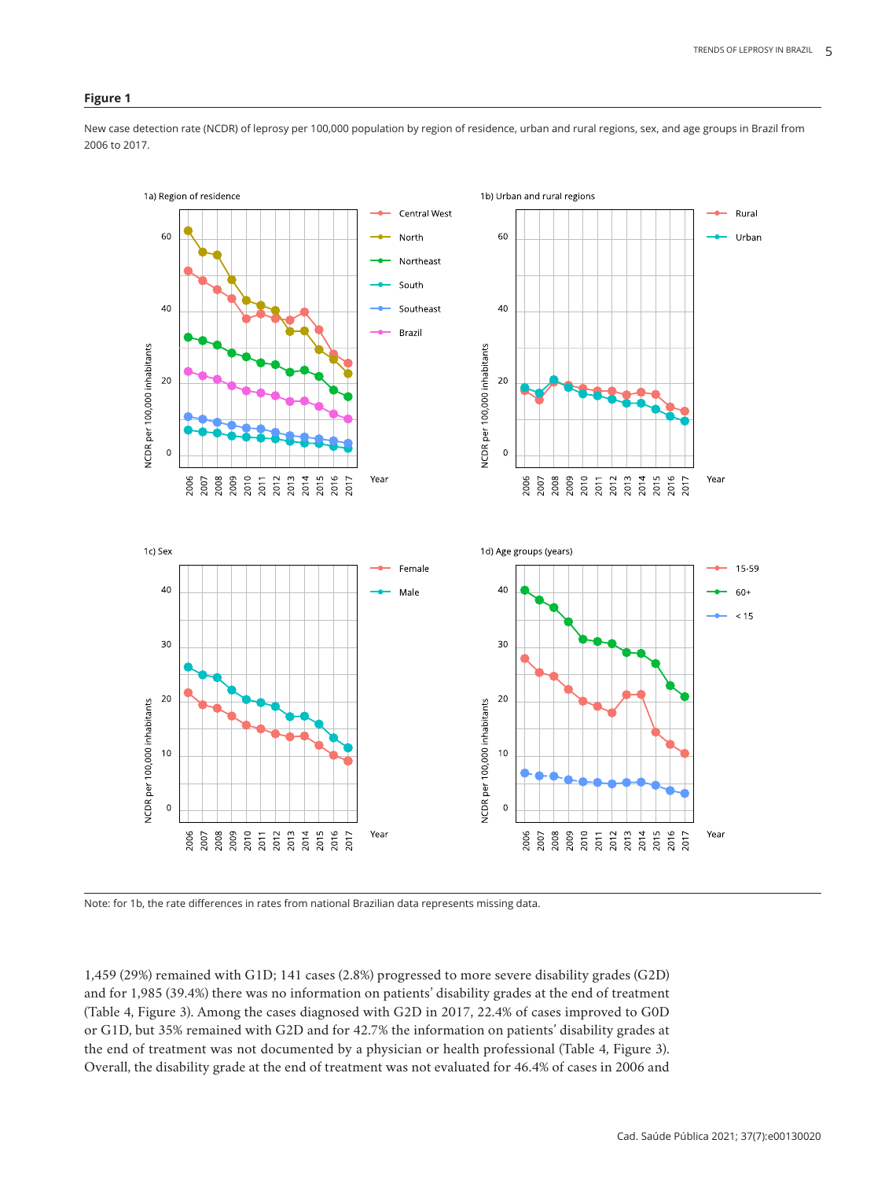**Figure 1**

New case detection rate (NCDR) of leprosy per 100,000 population by region of residence, urban and rural regions, sex, and age groups in Brazil from 2006 to 2017.

Note: for 1b, the rate differences in rates from national Brazilian data represents missing data.

1,459 (29%) remained with G1D; 141 cases (2.8%) progressed to more severe disability grades (G2D) and for 1,985 (39.4%) there was no information on patients' disability grades at the end of treatment (Table 4, Figure 3). Among the cases diagnosed with G2D in 2017, 22.4% of cases improved to G0D or G1D, but 35% remained with G2D and for 42.7% the information on patients' disability grades at the end of treatment was not documented by a physician or health professional (Table 4, Figure 3). Overall, the disability grade at the end of treatment was not evaluated for 46.4% of cases in 2006 and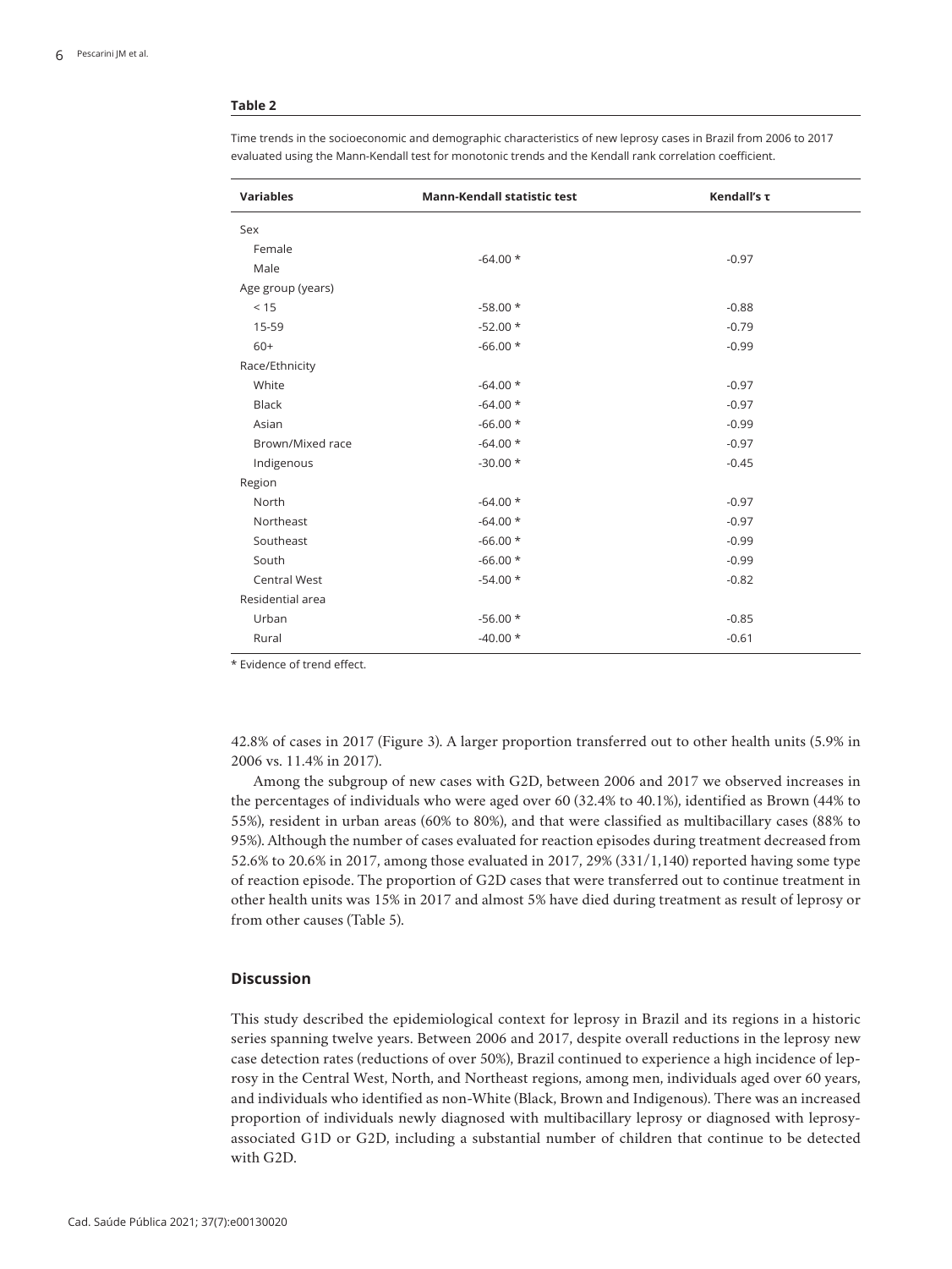**Table 2**

Time trends in the socioeconomic and demographic characteristics of new leprosy cases in Brazil from 2006 to 2017 evaluated using the Mann-Kendall test for monotonic trends and the Kendall rank correlation coefficient.

| Variables | Mann-Kendall statistic test | Kendall's τ |
|---|---|---|
| Sex | | |
| Female | -64.00 * | -0.97 |
| Male | | |
| Age group (years) | | |
| < 15 | -58.00 * | -0.88 |
| 15-59 | -52.00 * | -0.79 |
| 60+ | -66.00 * | -0.99 |
| Race/Ethnicity | | |
| White | -64.00 * | -0.97 |
| Black | -64.00 * | -0.97 |
| Asian | -66.00 * | -0.99 |
| Brown/Mixed race | -64.00 * | -0.97 |
| Indigenous | -30.00 * | -0.45 |
| Region | | |
| North | -64.00 * | -0.97 |
| Northeast | -64.00 * | -0.97 |
| Southeast | -66.00 * | -0.99 |
| South | -66.00 * | -0.99 |
| Central West | -54.00 * | -0.82 |
| Residential area | | |
| Urban | -56.00 * | -0.85 |
| Rural | -40.00 * | -0.61 |

* Evidence of trend effect.

42.8% of cases in 2017 (Figure 3). A larger proportion transferred out to other health units (5.9% in 2006 vs. 11.4% in 2017).

Among the subgroup of new cases with G2D, between 2006 and 2017 we observed increases in the percentages of individuals who were aged over 60 (32.4% to 40.1%), identified as Brown (44% to 55%), resident in urban areas (60% to 80%), and that were classified as multibacillary cases (88% to 95%). Although the number of cases evaluated for reaction episodes during treatment decreased from 52.6% to 20.6% in 2017, among those evaluated in 2017, 29% (331/1,140) reported having some type of reaction episode. The proportion of G2D cases that were transferred out to continue treatment in other health units was 15% in 2017 and almost 5% have died during treatment as result of leprosy or from other causes (Table 5).

## Discussion

This study described the epidemiological context for leprosy in Brazil and its regions in a historic series spanning twelve years. Between 2006 and 2017, despite overall reductions in the leprosy new case detection rates (reductions of over 50%), Brazil continued to experience a high incidence of leprosy in the Central West, North, and Northeast regions, among men, individuals aged over 60 years, and individuals who identified as non-White (Black, Brown and Indigenous). There was an increased proportion of individuals newly diagnosed with multibacillary leprosy or diagnosed with leprosy-associated G1D or G2D, including a substantial number of children that continue to be detected with G2D.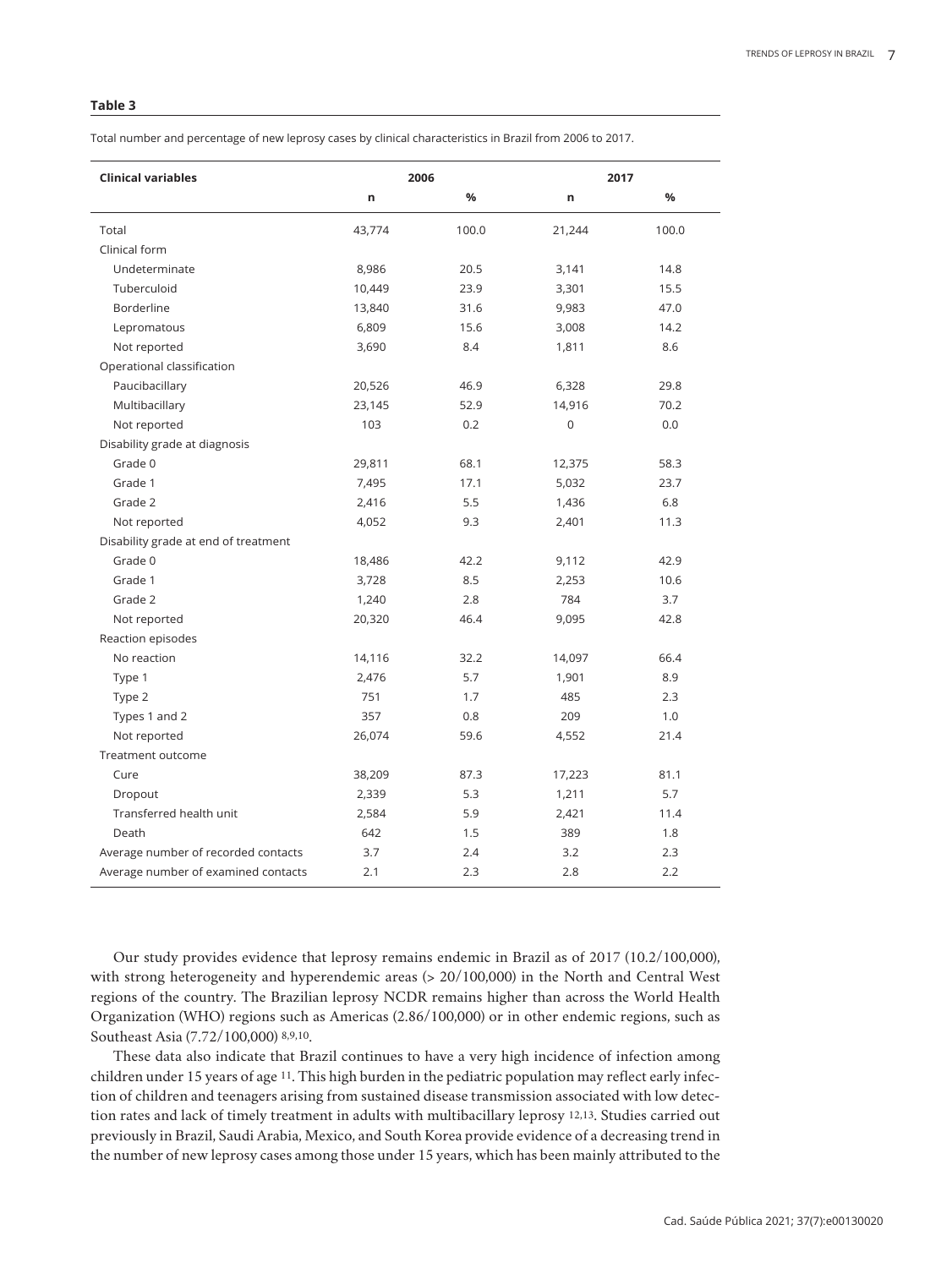**Table 3**

Total number and percentage of new leprosy cases by clinical characteristics in Brazil from 2006 to 2017.

| Clinical variables | 2006 | | 2017 | |
|---|---|---|---|---|
| | n | % | n | % |
| Total | 43,774 | 100.0 | 21,244 | 100.0 |
| Clinical form | | | | |
| Undeterminate | 8,986 | 20.5 | 3,141 | 14.8 |
| Tuberculoid | 10,449 | 23.9 | 3,301 | 15.5 |
| Borderline | 13,840 | 31.6 | 9,983 | 47.0 |
| Lepromatous | 6,809 | 15.6 | 3,008 | 14.2 |
| Not reported | 3,690 | 8.4 | 1,811 | 8.6 |
| Operational classification | | | | |
| Paucibacillary | 20,526 | 46.9 | 6,328 | 29.8 |
| Multibacillary | 23,145 | 52.9 | 14,916 | 70.2 |
| Not reported | 103 | 0.2 | 0 | 0.0 |
| Disability grade at diagnosis | | | | |
| Grade 0 | 29,811 | 68.1 | 12,375 | 58.3 |
| Grade 1 | 7,495 | 17.1 | 5,032 | 23.7 |
| Grade 2 | 2,416 | 5.5 | 1,436 | 6.8 |
| Not reported | 4,052 | 9.3 | 2,401 | 11.3 |
| Disability grade at end of treatment | | | | |
| Grade 0 | 18,486 | 42.2 | 9,112 | 42.9 |
| Grade 1 | 3,728 | 8.5 | 2,253 | 10.6 |
| Grade 2 | 1,240 | 2.8 | 784 | 3.7 |
| Not reported | 20,320 | 46.4 | 9,095 | 42.8 |
| Reaction episodes | | | | |
| No reaction | 14,116 | 32.2 | 14,097 | 66.4 |
| Type 1 | 2,476 | 5.7 | 1,901 | 8.9 |
| Type 2 | 751 | 1.7 | 485 | 2.3 |
| Types 1 and 2 | 357 | 0.8 | 209 | 1.0 |
| Not reported | 26,074 | 59.6 | 4,552 | 21.4 |
| Treatment outcome | | | | |
| Cure | 38,209 | 87.3 | 17,223 | 81.1 |
| Dropout | 2,339 | 5.3 | 1,211 | 5.7 |
| Transferred health unit | 2,584 | 5.9 | 2,421 | 11.4 |
| Death | 642 | 1.5 | 389 | 1.8 |
| Average number of recorded contacts | 3.7 | 2.4 | 3.2 | 2.3 |
| Average number of examined contacts | 2.1 | 2.3 | 2.8 | 2.2 |

Our study provides evidence that leprosy remains endemic in Brazil as of 2017 (10.2/100,000), with strong heterogeneity and hyperendemic areas (> 20/100,000) in the North and Central West regions of the country. The Brazilian leprosy NCDR remains higher than across the World Health Organization (WHO) regions such as Americas (2.86/100,000) or in other endemic regions, such as Southeast Asia (7.72/100,000) [8,9,10].

These data also indicate that Brazil continues to have a very high incidence of infection among children under 15 years of age [11]. This high burden in the pediatric population may reflect early infection of children and teenagers arising from sustained disease transmission associated with low detection rates and lack of timely treatment in adults with multibacillary leprosy [12,13]. Studies carried out previously in Brazil, Saudi Arabia, Mexico, and South Korea provide evidence of a decreasing trend in the number of new leprosy cases among those under 15 years, which has been mainly attributed to the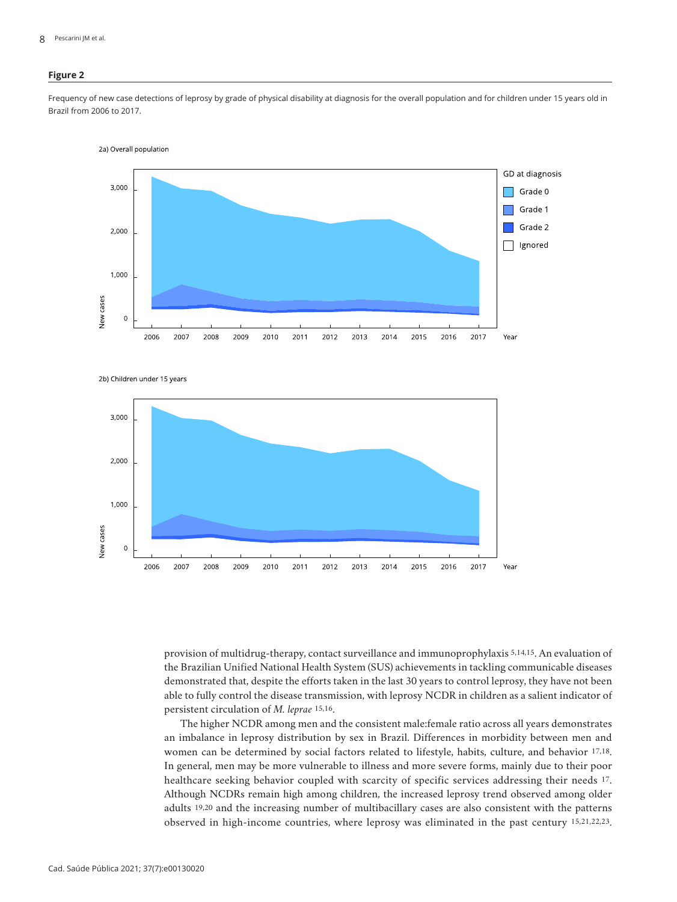**Figure 2**

Frequency of new case detections of leprosy by grade of physical disability at diagnosis for the overall population and for children under 15 years old in Brazil from 2006 to 2017.

2a) Overall population

2b) Children under 15 years

provision of multidrug-therapy, contact surveillance and immunoprophylaxis [5,14,15]. An evaluation of the Brazilian Unified National Health System (SUS) achievements in tackling communicable diseases demonstrated that, despite the efforts taken in the last 30 years to control leprosy, they have not been able to fully control the disease transmission, with leprosy NCDR in children as a salient indicator of persistent circulation of *M. leprae* [15,16].

The higher NCDR among men and the consistent male:female ratio across all years demonstrates an imbalance in leprosy distribution by sex in Brazil. Differences in morbidity between men and women can be determined by social factors related to lifestyle, habits, culture, and behavior [17,18]. In general, men may be more vulnerable to illness and more severe forms, mainly due to their poor healthcare seeking behavior coupled with scarcity of specific services addressing their needs [17]. Although NCDRs remain high among children, the increased leprosy trend observed among older adults [19,20] and the increasing number of multibacillary cases are also consistent with the patterns observed in high-income countries, where leprosy was eliminated in the past century [15,21,22,23].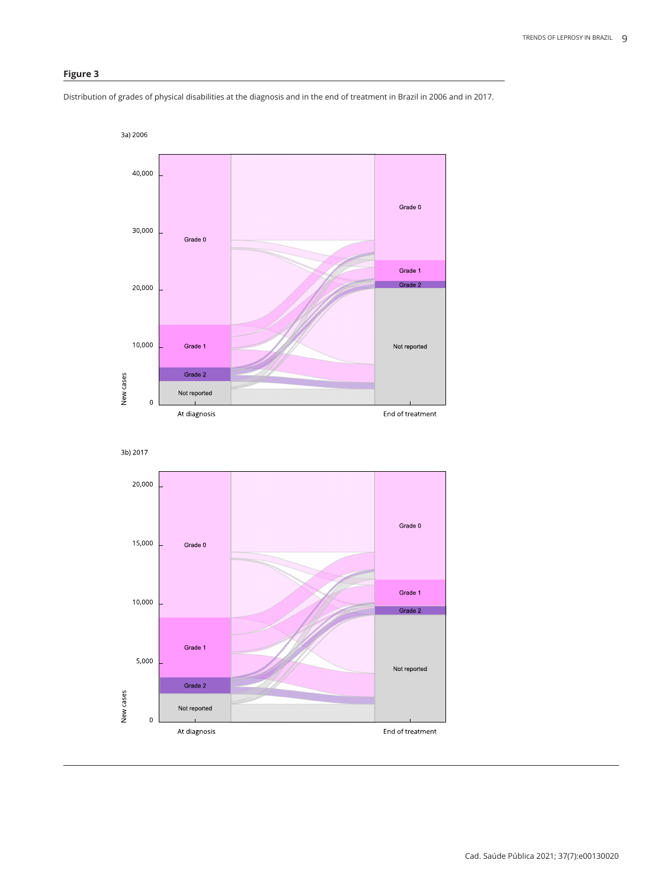**Figure 3**

Distribution of grades of physical disabilities at the diagnosis and in the end of treatment in Brazil in 2006 and in 2017.

3a) 2006

3b) 2017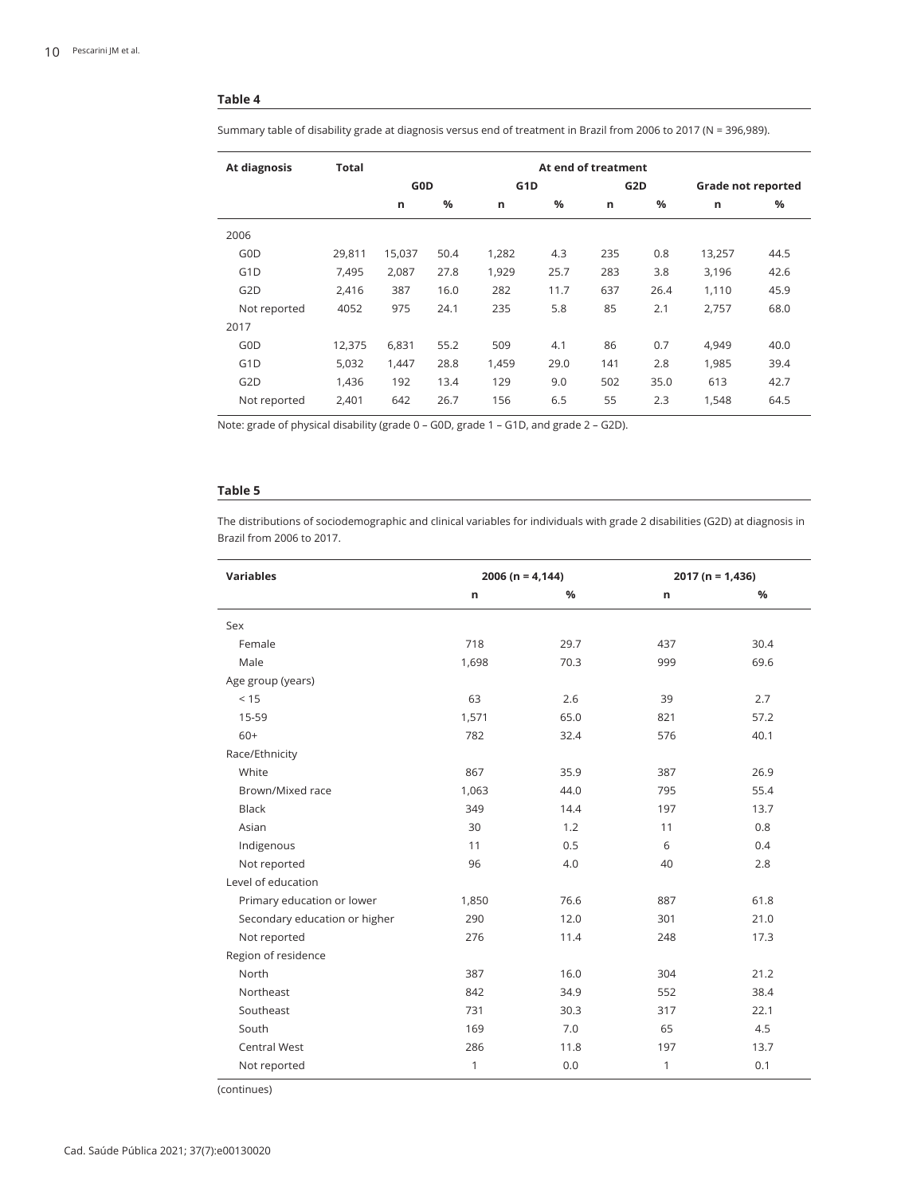**Table 4**

Summary table of disability grade at diagnosis versus end of treatment in Brazil from 2006 to 2017 (N = 396,989).

| At diagnosis | Total | At end of treatment | | | | | | | |
|---|---|---|---|---|---|---|---|---|---|
| | | G0D | | G1D | | G2D | | Grade not reported | |
| | | n | % | n | % | n | % | n | % |
| 2006 | | | | | | | | | |
| G0D | 29,811 | 15,037 | 50.4 | 1,282 | 4.3 | 235 | 0.8 | 13,257 | 44.5 |
| G1D | 7,495 | 2,087 | 27.8 | 1,929 | 25.7 | 283 | 3.8 | 3,196 | 42.6 |
| G2D | 2,416 | 387 | 16.0 | 282 | 11.7 | 637 | 26.4 | 1,110 | 45.9 |
| Not reported | 4052 | 975 | 24.1 | 235 | 5.8 | 85 | 2.1 | 2,757 | 68.0 |
| 2017 | | | | | | | | | |
| G0D | 12,375 | 6,831 | 55.2 | 509 | 4.1 | 86 | 0.7 | 4,949 | 40.0 |
| G1D | 5,032 | 1,447 | 28.8 | 1,459 | 29.0 | 141 | 2.8 | 1,985 | 39.4 |
| G2D | 1,436 | 192 | 13.4 | 129 | 9.0 | 502 | 35.0 | 613 | 42.7 |
| Not reported | 2,401 | 642 | 26.7 | 156 | 6.5 | 55 | 2.3 | 1,548 | 64.5 |

Note: grade of physical disability (grade 0 – G0D, grade 1 – G1D, and grade 2 – G2D).

**Table 5**

The distributions of sociodemographic and clinical variables for individuals with grade 2 disabilities (G2D) at diagnosis in Brazil from 2006 to 2017.

| Variables | 2006 (n = 4,144) | | 2017 (n = 1,436) | |
|---|---|---|---|---|
| | n | % | n | % |
| Sex | | | | |
| Female | 718 | 29.7 | 437 | 30.4 |
| Male | 1,698 | 70.3 | 999 | 69.6 |
| Age group (years) | | | | |
| < 15 | 63 | 2.6 | 39 | 2.7 |
| 15-59 | 1,571 | 65.0 | 821 | 57.2 |
| 60+ | 782 | 32.4 | 576 | 40.1 |
| Race/Ethnicity | | | | |
| White | 867 | 35.9 | 387 | 26.9 |
| Brown/Mixed race | 1,063 | 44.0 | 795 | 55.4 |
| Black | 349 | 14.4 | 197 | 13.7 |
| Asian | 30 | 1.2 | 11 | 0.8 |
| Indigenous | 11 | 0.5 | 6 | 0.4 |
| Not reported | 96 | 4.0 | 40 | 2.8 |
| Level of education | | | | |
| Primary education or lower | 1,850 | 76.6 | 887 | 61.8 |
| Secondary education or higher | 290 | 12.0 | 301 | 21.0 |
| Not reported | 276 | 11.4 | 248 | 17.3 |
| Region of residence | | | | |
| North | 387 | 16.0 | 304 | 21.2 |
| Northeast | 842 | 34.9 | 552 | 38.4 |
| Southeast | 731 | 30.3 | 317 | 22.1 |
| South | 169 | 7.0 | 65 | 4.5 |
| Central West | 286 | 11.8 | 197 | 13.7 |
| Not reported | 1 | 0.0 | 1 | 0.1 |

(continues)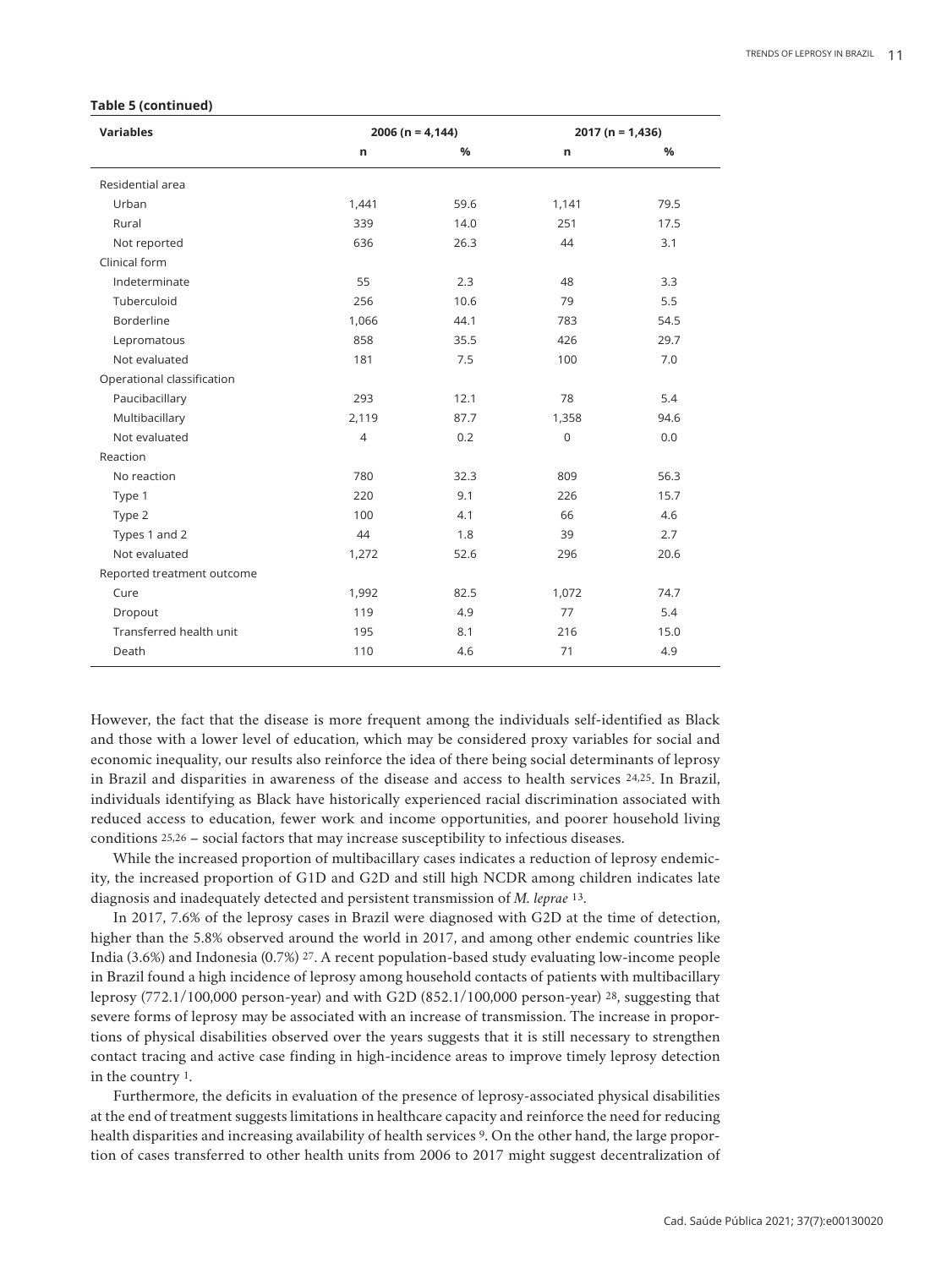**Table 5 (continued)**

| Variables | 2006 (n = 4,144) | | 2017 (n = 1,436) | |
|---|---|---|---|---|
| | n | % | n | % |
| Residential area | | | | |
| Urban | 1,441 | 59.6 | 1,141 | 79.5 |
| Rural | 339 | 14.0 | 251 | 17.5 |
| Not reported | 636 | 26.3 | 44 | 3.1 |
| Clinical form | | | | |
| Indeterminate | 55 | 2.3 | 48 | 3.3 |
| Tuberculoid | 256 | 10.6 | 79 | 5.5 |
| Borderline | 1,066 | 44.1 | 783 | 54.5 |
| Lepromatous | 858 | 35.5 | 426 | 29.7 |
| Not evaluated | 181 | 7.5 | 100 | 7.0 |
| Operational classification | | | | |
| Paucibacillary | 293 | 12.1 | 78 | 5.4 |
| Multibacillary | 2,119 | 87.7 | 1,358 | 94.6 |
| Not evaluated | 4 | 0.2 | 0 | 0.0 |
| Reaction | | | | |
| No reaction | 780 | 32.3 | 809 | 56.3 |
| Type 1 | 220 | 9.1 | 226 | 15.7 |
| Type 2 | 100 | 4.1 | 66 | 4.6 |
| Types 1 and 2 | 44 | 1.8 | 39 | 2.7 |
| Not evaluated | 1,272 | 52.6 | 296 | 20.6 |
| Reported treatment outcome | | | | |
| Cure | 1,992 | 82.5 | 1,072 | 74.7 |
| Dropout | 119 | 4.9 | 77 | 5.4 |
| Transferred health unit | 195 | 8.1 | 216 | 15.0 |
| Death | 110 | 4.6 | 71 | 4.9 |

However, the fact that the disease is more frequent among the individuals self-identified as Black and those with a lower level of education, which may be considered proxy variables for social and economic inequality, our results also reinforce the idea of there being social determinants of leprosy in Brazil and disparities in awareness of the disease and access to health services [24,25]. In Brazil, individuals identifying as Black have historically experienced racial discrimination associated with reduced access to education, fewer work and income opportunities, and poorer household living conditions [25,26] – social factors that may increase susceptibility to infectious diseases.

While the increased proportion of multibacillary cases indicates a reduction of leprosy endemicity, the increased proportion of G1D and G2D and still high NCDR among children indicates late diagnosis and inadequately detected and persistent transmission of *M. leprae* [13].

In 2017, 7.6% of the leprosy cases in Brazil were diagnosed with G2D at the time of detection, higher than the 5.8% observed around the world in 2017, and among other endemic countries like India (3.6%) and Indonesia (0.7%) [27]. A recent population-based study evaluating low-income people in Brazil found a high incidence of leprosy among household contacts of patients with multibacillary leprosy (772.1/100,000 person-year) and with G2D (852.1/100,000 person-year) [28], suggesting that severe forms of leprosy may be associated with an increase of transmission. The increase in proportions of physical disabilities observed over the years suggests that it is still necessary to strengthen contact tracing and active case finding in high-incidence areas to improve timely leprosy detection in the country [1].

Furthermore, the deficits in evaluation of the presence of leprosy-associated physical disabilities at the end of treatment suggests limitations in healthcare capacity and reinforce the need for reducing health disparities and increasing availability of health services [9]. On the other hand, the large proportion of cases transferred to other health units from 2006 to 2017 might suggest decentralization of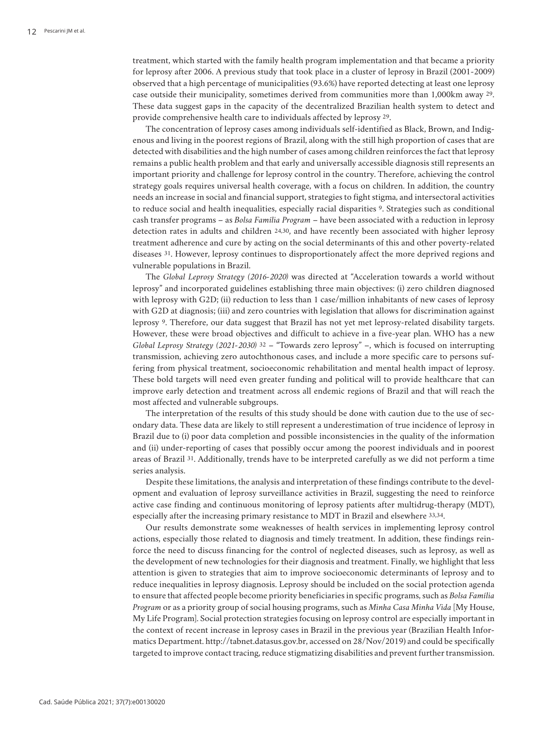treatment, which started with the family health program implementation and that became a priority for leprosy after 2006. A previous study that took place in a cluster of leprosy in Brazil (2001-2009) observed that a high percentage of municipalities (93.6%) have reported detecting at least one leprosy case outside their municipality, sometimes derived from communities more than 1,000km away [29]. These data suggest gaps in the capacity of the decentralized Brazilian health system to detect and provide comprehensive health care to individuals affected by leprosy [29].

The concentration of leprosy cases among individuals self-identified as Black, Brown, and Indigenous and living in the poorest regions of Brazil, along with the still high proportion of cases that are detected with disabilities and the high number of cases among children reinforces the fact that leprosy remains a public health problem and that early and universally accessible diagnosis still represents an important priority and challenge for leprosy control in the country. Therefore, achieving the control strategy goals requires universal health coverage, with a focus on children. In addition, the country needs an increase in social and financial support, strategies to fight stigma, and intersectoral activities to reduce social and health inequalities, especially racial disparities [9]. Strategies such as conditional cash transfer programs – as *Bolsa Família Program* – have been associated with a reduction in leprosy detection rates in adults and children [24,30], and have recently been associated with higher leprosy treatment adherence and cure by acting on the social determinants of this and other poverty-related diseases [31]. However, leprosy continues to disproportionately affect the more deprived regions and vulnerable populations in Brazil.

The *Global Leprosy Strategy (2016-2020)* was directed at "Acceleration towards a world without leprosy" and incorporated guidelines establishing three main objectives: (i) zero children diagnosed with leprosy with G2D; (ii) reduction to less than 1 case/million inhabitants of new cases of leprosy with G2D at diagnosis; (iii) and zero countries with legislation that allows for discrimination against leprosy [9]. Therefore, our data suggest that Brazil has not yet met leprosy-related disability targets. However, these were broad objectives and difficult to achieve in a five-year plan. WHO has a new *Global Leprosy Strategy (2021-2030)* [32] – "Towards zero leprosy" –, which is focused on interrupting transmission, achieving zero autochthonous cases, and include a more specific care to persons suffering from physical treatment, socioeconomic rehabilitation and mental health impact of leprosy. These bold targets will need even greater funding and political will to provide healthcare that can improve early detection and treatment across all endemic regions of Brazil and that will reach the most affected and vulnerable subgroups.

The interpretation of the results of this study should be done with caution due to the use of secondary data. These data are likely to still represent a underestimation of true incidence of leprosy in Brazil due to (i) poor data completion and possible inconsistencies in the quality of the information and (ii) under-reporting of cases that possibly occur among the poorest individuals and in poorest areas of Brazil [31]. Additionally, trends have to be interpreted carefully as we did not perform a time series analysis.

Despite these limitations, the analysis and interpretation of these findings contribute to the development and evaluation of leprosy surveillance activities in Brazil, suggesting the need to reinforce active case finding and continuous monitoring of leprosy patients after multidrug-therapy (MDT), especially after the increasing primary resistance to MDT in Brazil and elsewhere [33,34].

Our results demonstrate some weaknesses of health services in implementing leprosy control actions, especially those related to diagnosis and timely treatment. In addition, these findings reinforce the need to discuss financing for the control of neglected diseases, such as leprosy, as well as the development of new technologies for their diagnosis and treatment. Finally, we highlight that less attention is given to strategies that aim to improve socioeconomic determinants of leprosy and to reduce inequalities in leprosy diagnosis. Leprosy should be included on the social protection agenda to ensure that affected people become priority beneficiaries in specific programs, such as *Bolsa Família Program* or as a priority group of social housing programs, such as *Minha Casa Minha Vida* [My House, My Life Program]. Social protection strategies focusing on leprosy control are especially important in the context of recent increase in leprosy cases in Brazil in the previous year (Brazilian Health Informatics Department. http://tabnet.datasus.gov.br, accessed on 28/Nov/2019) and could be specifically targeted to improve contact tracing, reduce stigmatizing disabilities and prevent further transmission.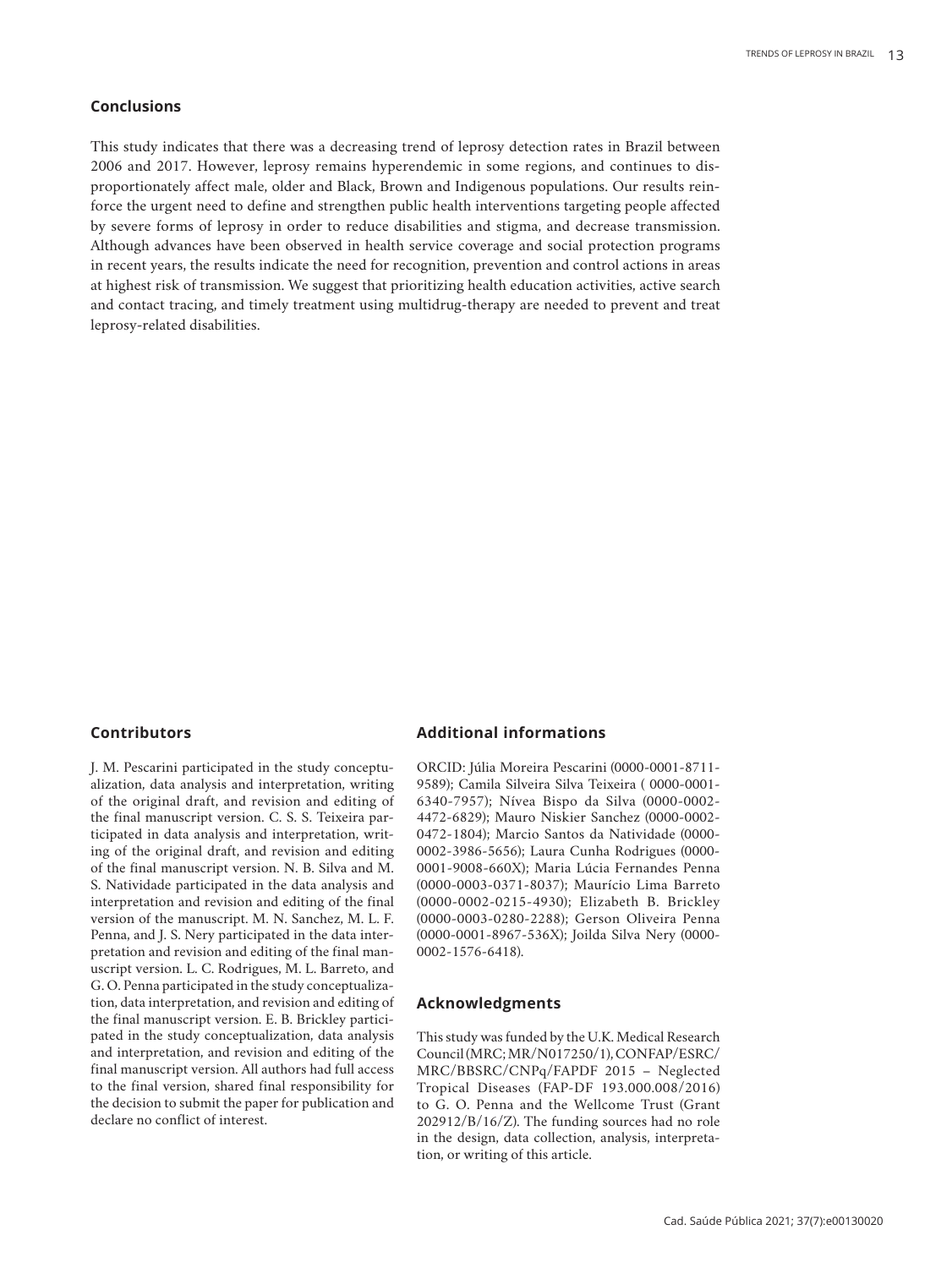## Conclusions

This study indicates that there was a decreasing trend of leprosy detection rates in Brazil between 2006 and 2017. However, leprosy remains hyperendemic in some regions, and continues to disproportionately affect male, older and Black, Brown and Indigenous populations. Our results reinforce the urgent need to define and strengthen public health interventions targeting people affected by severe forms of leprosy in order to reduce disabilities and stigma, and decrease transmission. Although advances have been observed in health service coverage and social protection programs in recent years, the results indicate the need for recognition, prevention and control actions in areas at highest risk of transmission. We suggest that prioritizing health education activities, active search and contact tracing, and timely treatment using multidrug-therapy are needed to prevent and treat leprosy-related disabilities.

## Contributors

J. M. Pescarini participated in the study conceptualization, data analysis and interpretation, writing of the original draft, and revision and editing of the final manuscript version. C. S. S. Teixeira participated in data analysis and interpretation, writing of the original draft, and revision and editing of the final manuscript version. N. B. Silva and M. S. Natividade participated in the data analysis and interpretation and revision and editing of the final version of the manuscript. M. N. Sanchez, M. L. F. Penna, and J. S. Nery participated in the data interpretation and revision and editing of the final manuscript version. L. C. Rodrigues, M. L. Barreto, and G. O. Penna participated in the study conceptualization, data interpretation, and revision and editing of the final manuscript version. E. B. Brickley participated in the study conceptualization, data analysis and interpretation, and revision and editing of the final manuscript version. All authors had full access to the final version, shared final responsibility for the decision to submit the paper for publication and declare no conflict of interest.

## Additional informations

ORCID: Júlia Moreira Pescarini (0000-0001-8711-9589); Camila Silveira Silva Teixeira ( 0000-0001-6340-7957); Nívea Bispo da Silva (0000-0002-4472-6829); Mauro Niskier Sanchez (0000-0002-0472-1804); Marcio Santos da Natividade (0000-0002-3986-5656); Laura Cunha Rodrigues (0000-0001-9008-660X); Maria Lúcia Fernandes Penna (0000-0003-0371-8037); Maurício Lima Barreto (0000-0002-0215-4930); Elizabeth B. Brickley (0000-0003-0280-2288); Gerson Oliveira Penna (0000-0001-8967-536X); Joilda Silva Nery (0000-0002-1576-6418).

## Acknowledgments

This study was funded by the U.K. Medical Research Council (MRC; MR/N017250/1), CONFAP/ESRC/MRC/BBSRC/CNPq/FAPDF 2015 – Neglected Tropical Diseases (FAP-DF 193.000.008/2016) to G. O. Penna and the Wellcome Trust (Grant 202912/B/16/Z). The funding sources had no role in the design, data collection, analysis, interpretation, or writing of this article.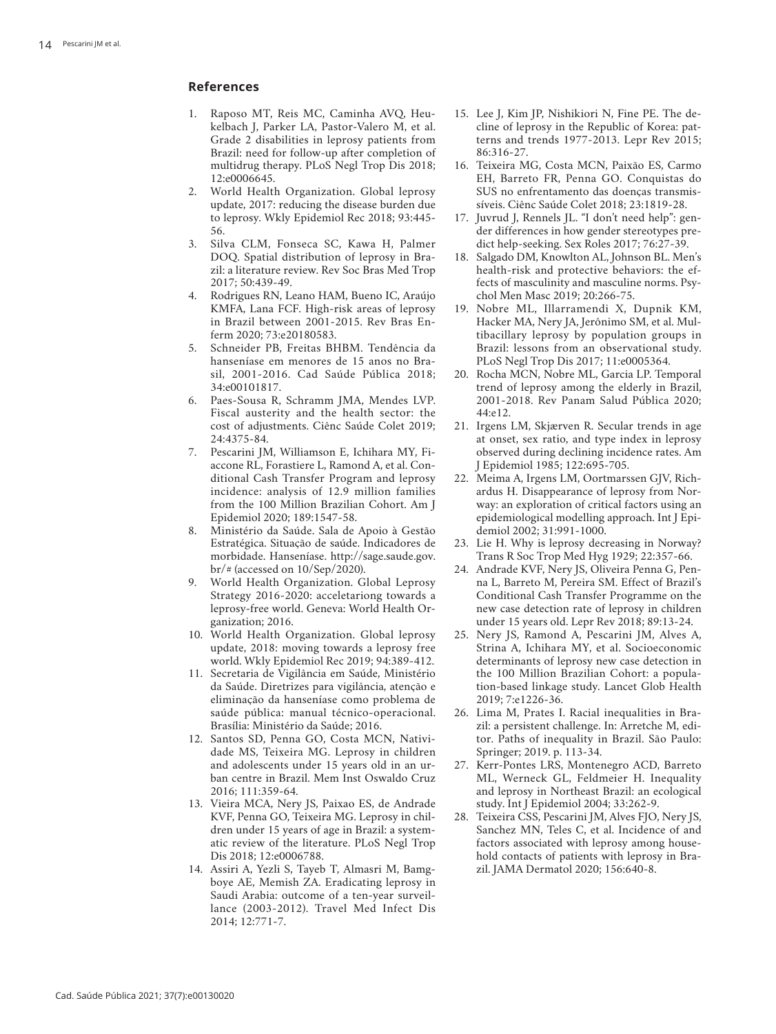## References

1. Raposo MT, Reis MC, Caminha AVQ, Heukelbach J, Parker LA, Pastor-Valero M, et al. Grade 2 disabilities in leprosy patients from Brazil: need for follow-up after completion of multidrug therapy. PLoS Negl Trop Dis 2018; 12:e0006645.
2. World Health Organization. Global leprosy update, 2017: reducing the disease burden due to leprosy. Wkly Epidemiol Rec 2018; 93:445-56.
3. Silva CLM, Fonseca SC, Kawa H, Palmer DOQ. Spatial distribution of leprosy in Brazil: a literature review. Rev Soc Bras Med Trop 2017; 50:439-49.
4. Rodrigues RN, Leano HAM, Bueno IC, Araújo KMFA, Lana FCF. High-risk areas of leprosy in Brazil between 2001-2015. Rev Bras Enferm 2020; 73:e20180583.
5. Schneider PB, Freitas BHBM. Tendência da hanseníase em menores de 15 anos no Brasil, 2001-2016. Cad Saúde Pública 2018; 34:e00101817.
6. Paes-Sousa R, Schramm JMA, Mendes LVP. Fiscal austerity and the health sector: the cost of adjustments. Ciênc Saúde Colet 2019; 24:4375-84.
7. Pescarini JM, Williamson E, Ichihara MY, Fiaccone RL, Forastiere L, Ramond A, et al. Conditional Cash Transfer Program and leprosy incidence: analysis of 12.9 million families from the 100 Million Brazilian Cohort. Am J Epidemiol 2020; 189:1547-58.
8. Ministério da Saúde. Sala de Apoio à Gestão Estratégica. Situação de saúde. Indicadores de morbidade. Hanseníase. http://sage.saude.gov.br/# (accessed on 10/Sep/2020).
9. World Health Organization. Global Leprosy Strategy 2016-2020: acceletariong towards a leprosy-free world. Geneva: World Health Organization; 2016.
10. World Health Organization. Global leprosy update, 2018: moving towards a leprosy free world. Wkly Epidemiol Rec 2019; 94:389-412.
11. Secretaria de Vigilância em Saúde, Ministério da Saúde. Diretrizes para vigilância, atenção e eliminação da hanseníase como problema de saúde pública: manual técnico-operacional. Brasília: Ministério da Saúde; 2016.
12. Santos SD, Penna GO, Costa MCN, Natividade MS, Teixeira MG. Leprosy in children and adolescents under 15 years old in an urban centre in Brazil. Mem Inst Oswaldo Cruz 2016; 111:359-64.
13. Vieira MCA, Nery JS, Paixao ES, de Andrade KVF, Penna GO, Teixeira MG. Leprosy in children under 15 years of age in Brazil: a systematic review of the literature. PLoS Negl Trop Dis 2018; 12:e0006788.
14. Assiri A, Yezli S, Tayeb T, Almasri M, Bamgboye AE, Memish ZA. Eradicating leprosy in Saudi Arabia: outcome of a ten-year surveillance (2003-2012). Travel Med Infect Dis 2014; 12:771-7.
15. Lee J, Kim JP, Nishikiori N, Fine PE. The decline of leprosy in the Republic of Korea: patterns and trends 1977-2013. Lepr Rev 2015; 86:316-27.
16. Teixeira MG, Costa MCN, Paixão ES, Carmo EH, Barreto FR, Penna GO. Conquistas do SUS no enfrentamento das doenças transmissíveis. Ciênc Saúde Colet 2018; 23:1819-28.
17. Juvrud J, Rennels JL. "I don't need help": gender differences in how gender stereotypes predict help-seeking. Sex Roles 2017; 76:27-39.
18. Salgado DM, Knowlton AL, Johnson BL. Men's health-risk and protective behaviors: the effects of masculinity and masculine norms. Psychol Men Masc 2019; 20:266-75.
19. Nobre ML, Illarramendi X, Dupnik KM, Hacker MA, Nery JA, Jerônimo SM, et al. Multibacillary leprosy by population groups in Brazil: lessons from an observational study. PLoS Negl Trop Dis 2017; 11:e0005364.
20. Rocha MCN, Nobre ML, Garcia LP. Temporal trend of leprosy among the elderly in Brazil, 2001-2018. Rev Panam Salud Pública 2020; 44:e12.
21. Irgens LM, Skjærven R. Secular trends in age at onset, sex ratio, and type index in leprosy observed during declining incidence rates. Am J Epidemiol 1985; 122:695-705.
22. Meima A, Irgens LM, Oortmarssen GJV, Richardus H. Disappearance of leprosy from Norway: an exploration of critical factors using an epidemiological modelling approach. Int J Epidemiol 2002; 31:991-1000.
23. Lie H. Why is leprosy decreasing in Norway? Trans R Soc Trop Med Hyg 1929; 22:357-66.
24. Andrade KVF, Nery JS, Oliveira Penna G, Penna L, Barreto M, Pereira SM. Effect of Brazil's Conditional Cash Transfer Programme on the new case detection rate of leprosy in children under 15 years old. Lepr Rev 2018; 89:13-24.
25. Nery JS, Ramond A, Pescarini JM, Alves A, Strina A, Ichihara MY, et al. Socioeconomic determinants of leprosy new case detection in the 100 Million Brazilian Cohort: a population-based linkage study. Lancet Glob Health 2019; 7:e1226-36.
26. Lima M, Prates I. Racial inequalities in Brazil: a persistent challenge. In: Arretche M, editor. Paths of inequality in Brazil. São Paulo: Springer; 2019. p. 113-34.
27. Kerr-Pontes LRS, Montenegro ACD, Barreto ML, Werneck GL, Feldmeier H. Inequality and leprosy in Northeast Brazil: an ecological study. Int J Epidemiol 2004; 33:262-9.
28. Teixeira CSS, Pescarini JM, Alves FJO, Nery JS, Sanchez MN, Teles C, et al. Incidence of and factors associated with leprosy among household contacts of patients with leprosy in Brazil. JAMA Dermatol 2020; 156:640-8.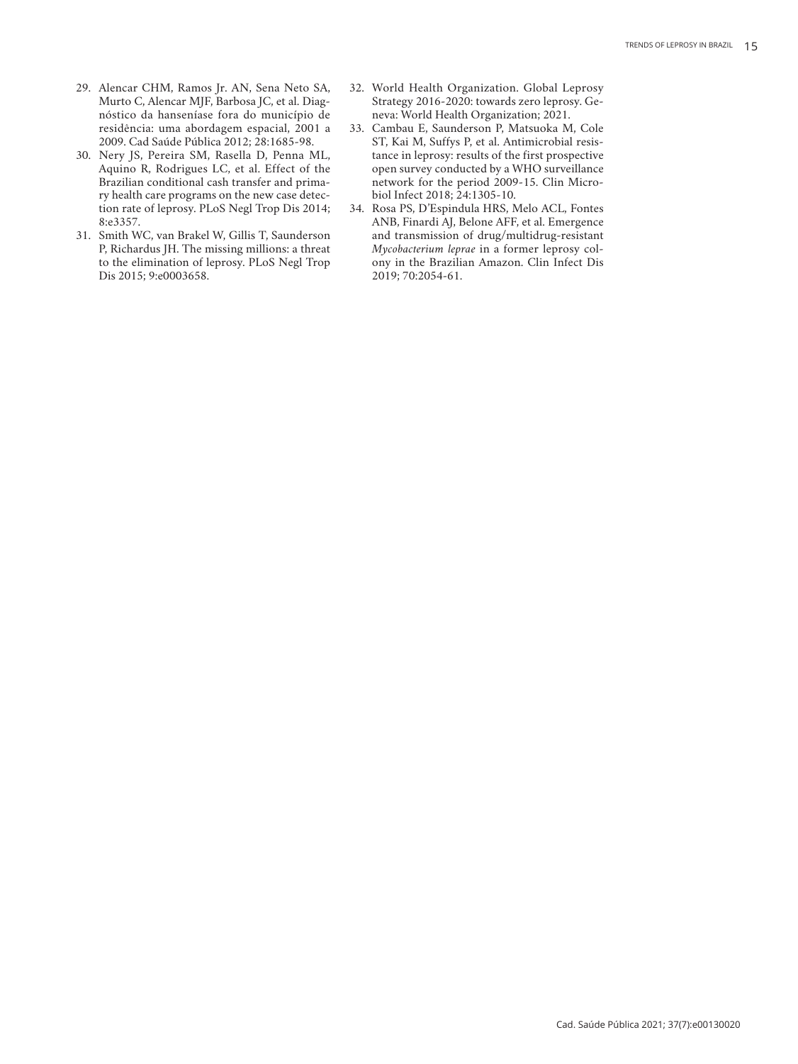29. Alencar CHM, Ramos Jr. AN, Sena Neto SA, Murto C, Alencar MJF, Barbosa JC, et al. Diagnóstico da hanseníase fora do município de residência: uma abordagem espacial, 2001 a 2009. Cad Saúde Pública 2012; 28:1685-98.
30. Nery JS, Pereira SM, Rasella D, Penna ML, Aquino R, Rodrigues LC, et al. Effect of the Brazilian conditional cash transfer and primary health care programs on the new case detection rate of leprosy. PLoS Negl Trop Dis 2014; 8:e3357.
31. Smith WC, van Brakel W, Gillis T, Saunderson P, Richardus JH. The missing millions: a threat to the elimination of leprosy. PLoS Negl Trop Dis 2015; 9:e0003658.
32. World Health Organization. Global Leprosy Strategy 2016-2020: towards zero leprosy. Geneva: World Health Organization; 2021.
33. Cambau E, Saunderson P, Matsuoka M, Cole ST, Kai M, Suffys P, et al. Antimicrobial resistance in leprosy: results of the first prospective open survey conducted by a WHO surveillance network for the period 2009-15. Clin Microbiol Infect 2018; 24:1305-10.
34. Rosa PS, D'Espindula HRS, Melo ACL, Fontes ANB, Finardi AJ, Belone AFF, et al. Emergence and transmission of drug/multidrug-resistant *Mycobacterium leprae* in a former leprosy colony in the Brazilian Amazon. Clin Infect Dis 2019; 70:2054-61.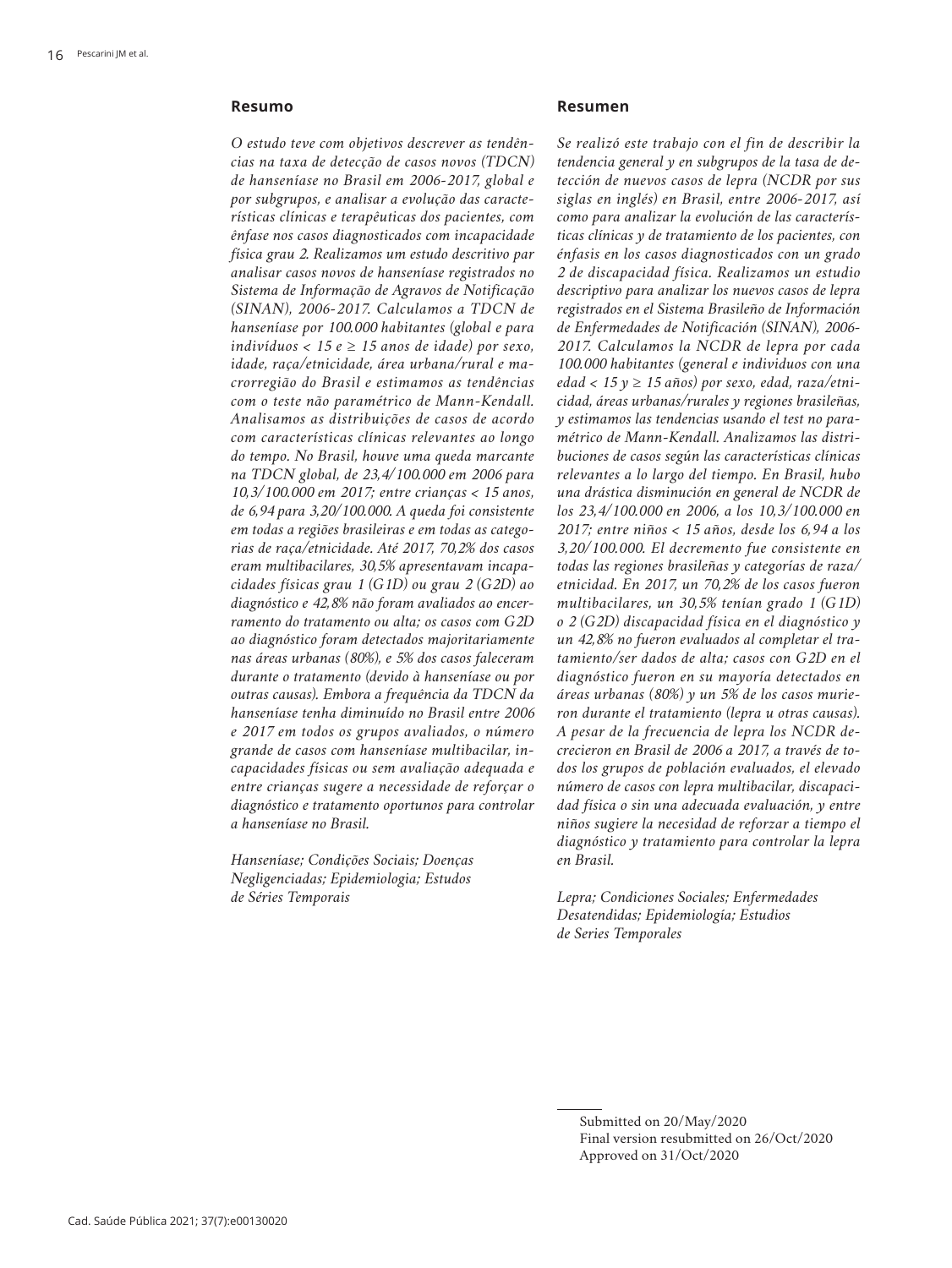## Resumo

*O estudo teve com objetivos descrever as tendências na taxa de detecção de casos novos (TDCN) de hanseníase no Brasil em 2006-2017, global e por subgrupos, e analisar a evolução das características clínicas e terapêuticas dos pacientes, com ênfase nos casos diagnosticados com incapacidade física grau 2. Realizamos um estudo descritivo par analisar casos novos de hanseníase registrados no Sistema de Informação de Agravos de Notificação (SINAN), 2006-2017. Calculamos a TDCN de hanseníase por 100.000 habitantes (global e para indivíduos < 15 e ≥ 15 anos de idade) por sexo, idade, raça/etnicidade, área urbana/rural e macrorregião do Brasil e estimamos as tendências com o teste não paramétrico de Mann-Kendall. Analisamos as distribuições de casos de acordo com características clínicas relevantes ao longo do tempo. No Brasil, houve uma queda marcante na TDCN global, de 23,4/100.000 em 2006 para 10,3/100.000 em 2017; entre crianças < 15 anos, de 6,94 para 3,20/100.000. A queda foi consistente em todas a regiões brasileiras e em todas as categorias de raça/etnicidade. Até 2017, 70,2% dos casos eram multibacilares, 30,5% apresentavam incapacidades físicas grau 1 (G1D) ou grau 2 (G2D) ao diagnóstico e 42,8% não foram avaliados ao encerramento do tratamento ou alta; os casos com G2D ao diagnóstico foram detectados majoritariamente nas áreas urbanas (80%), e 5% dos casos faleceram durante o tratamento (devido à hanseníase ou por outras causas). Embora a frequência da TDCN da hanseníase tenha diminuído no Brasil entre 2006 e 2017 em todos os grupos avaliados, o número grande de casos com hanseníase multibacilar, incapacidades físicas ou sem avaliação adequada e entre crianças sugere a necessidade de reforçar o diagnóstico e tratamento oportunos para controlar a hanseníase no Brasil.*

*Hanseníase; Condições Sociais; Doenças Negligenciadas; Epidemiologia; Estudos de Séries Temporais*

## Resumen

*Se realizó este trabajo con el fin de describir la tendencia general y en subgrupos de la tasa de detección de nuevos casos de lepra (NCDR por sus siglas en inglés) en Brasil, entre 2006-2017, así como para analizar la evolución de las características clínicas y de tratamiento de los pacientes, con énfasis en los casos diagnosticados con un grado 2 de discapacidad física. Realizamos un estudio descriptivo para analizar los nuevos casos de lepra registrados en el Sistema Brasileño de Información de Enfermedades de Notificación (SINAN), 2006-2017. Calculamos la NCDR de lepra por cada 100.000 habitantes (general e individuos con una edad < 15 y ≥ 15 años) por sexo, edad, raza/etnicidad, áreas urbanas/rurales y regiones brasileñas, y estimamos las tendencias usando el test no paramétrico de Mann-Kendall. Analizamos las distribuciones de casos según las características clínicas relevantes a lo largo del tiempo. En Brasil, hubo una drástica disminución en general de NCDR de los 23,4/100.000 en 2006, a los 10,3/100.000 en 2017; entre niños < 15 años, desde los 6,94 a los 3,20/100.000. El decremento fue consistente en todas las regiones brasileñas y categorías de raza/etnicidad. En 2017, un 70,2% de los casos fueron multibacilares, un 30,5% tenían grado 1 (G1D) o 2 (G2D) discapacidad física en el diagnóstico y un 42,8% no fueron evaluados al completar el tratamiento/ser dados de alta; casos con G2D en el diagnóstico fueron en su mayoría detectados en áreas urbanas (80%) y un 5% de los casos murieron durante el tratamiento (lepra u otras causas). A pesar de la frecuencia de lepra los NCDR decrecieron en Brasil de 2006 a 2017, a través de todos los grupos de población evaluados, el elevado número de casos con lepra multibacilar, discapacidad física o sin una adecuada evaluación, y entre niños sugiere la necesidad de reforzar a tiempo el diagnóstico y tratamiento para controlar la lepra en Brasil.*

*Lepra; Condiciones Sociales; Enfermedades Desatendidas; Epidemiología; Estudios de Series Temporales*

Submitted on 20/May/2020
Final version resubmitted on 26/Oct/2020
Approved on 31/Oct/2020